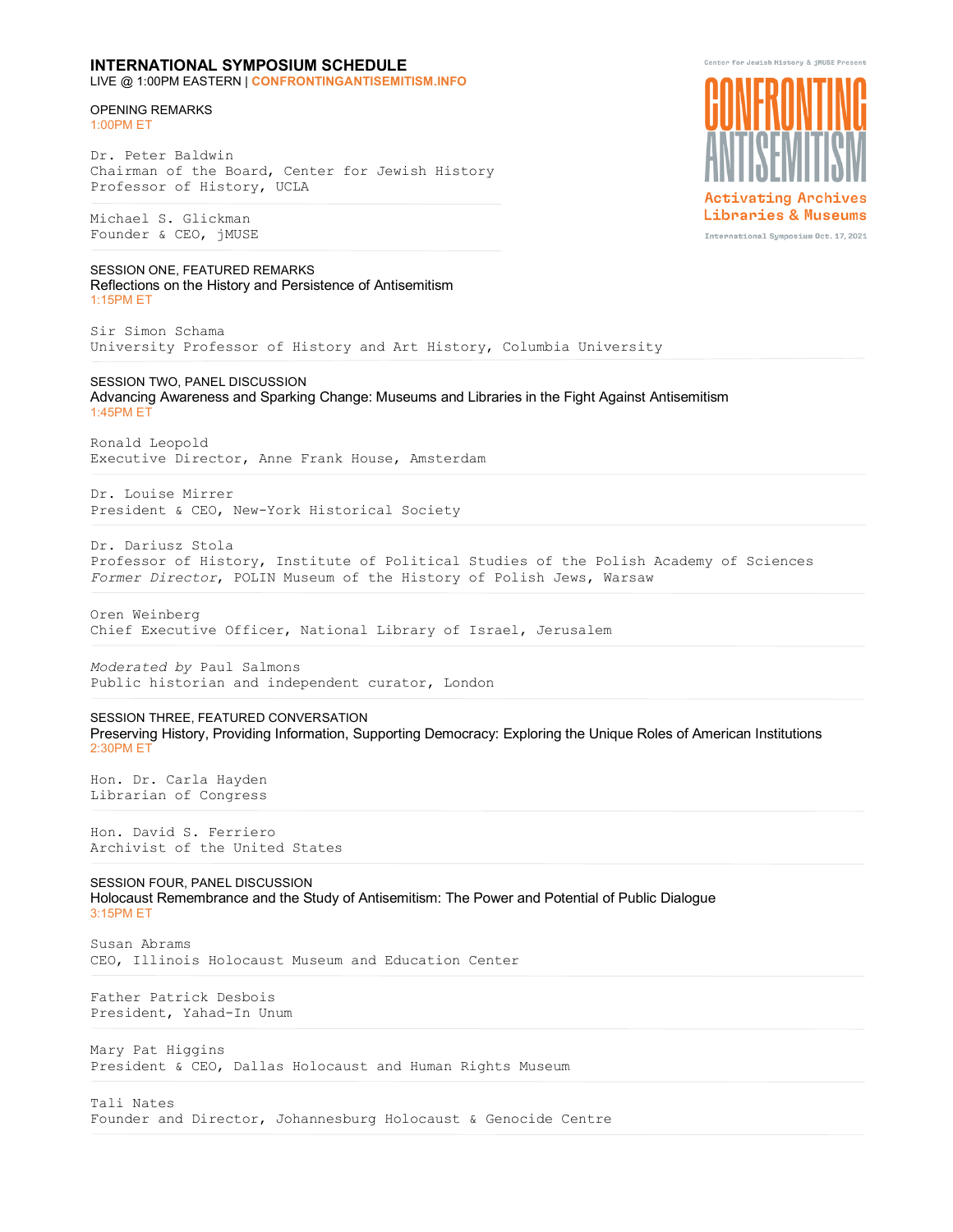# INTERNATIONAL SYMPOSIUM SCHEDULE

LIVE @ 1:00PM EASTERN | **CONFRONTINGANTISEMITISM.INFO**

Center for Jewish History & jMUSE Present

**CONFRONTING ANTISEMITISM**

Activating Archives Libraries & Museums

International Symposium Oct. 17, 2021

## OPENING REMARKS

1:00PM ET

Dr. Peter Baldwin
Chairman of the Board, Center for Jewish History
Professor of History, UCLA

Michael S. Glickman
Founder & CEO, jMUSE

## SESSION ONE, FEATURED REMARKS

### Reflections on the History and Persistence of Antisemitism

1:15PM ET

Sir Simon Schama
University Professor of History and Art History, Columbia University

## SESSION TWO, PANEL DISCUSSION

### Advancing Awareness and Sparking Change: Museums and Libraries in the Fight Against Antisemitism

1:45PM ET

Ronald Leopold
Executive Director, Anne Frank House, Amsterdam

Dr. Louise Mirrer
President & CEO, New-York Historical Society

Dr. Dariusz Stola
Professor of History, Institute of Political Studies of the Polish Academy of Sciences
*Former Director*, POLIN Museum of the History of Polish Jews, Warsaw

Oren Weinberg
Chief Executive Officer, National Library of Israel, Jerusalem

*Moderated by* Paul Salmons
Public historian and independent curator, London

## SESSION THREE, FEATURED CONVERSATION

### Preserving History, Providing Information, Supporting Democracy: Exploring the Unique Roles of American Institutions

2:30PM ET

Hon. Dr. Carla Hayden
Librarian of Congress

Hon. David S. Ferriero
Archivist of the United States

## SESSION FOUR, PANEL DISCUSSION

### Holocaust Remembrance and the Study of Antisemitism: The Power and Potential of Public Dialogue

3:15PM ET

Susan Abrams
CEO, Illinois Holocaust Museum and Education Center

Father Patrick Desbois
President, Yahad-In Unum

Mary Pat Higgins
President & CEO, Dallas Holocaust and Human Rights Museum

Tali Nates
Founder and Director, Johannesburg Holocaust & Genocide Centre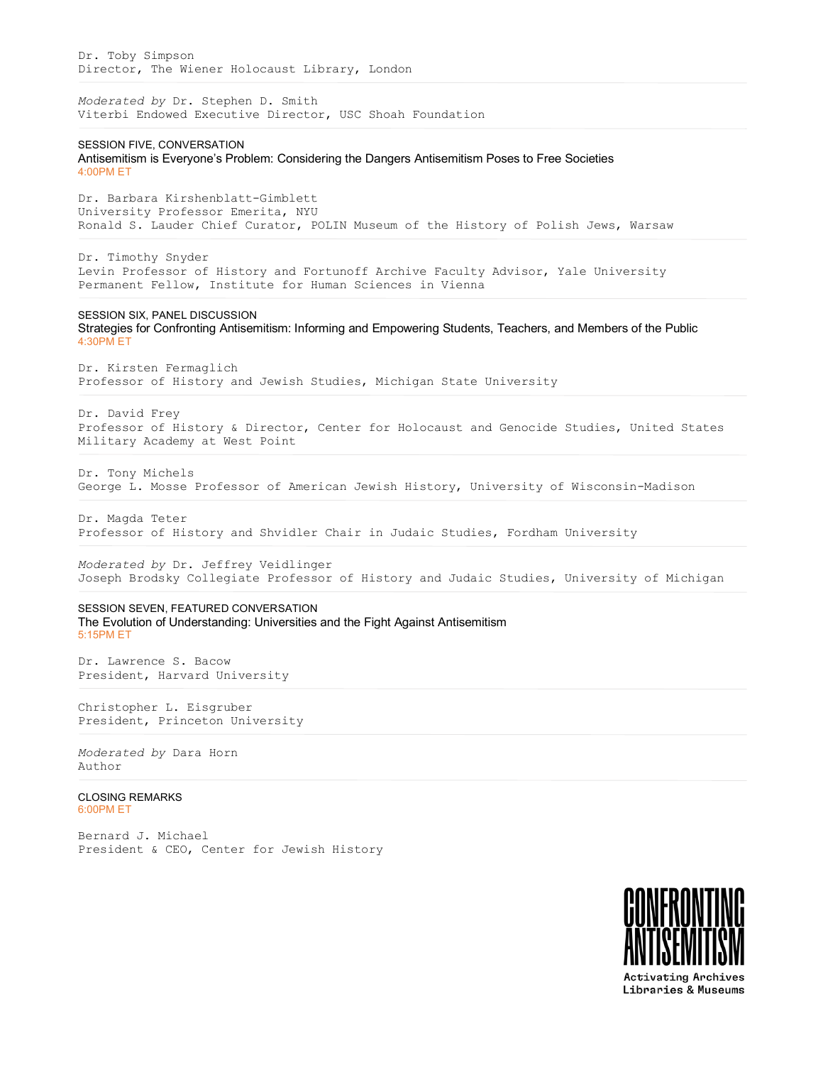Dr. Toby Simpson
Director, The Wiener Holocaust Library, London

*Moderated by* Dr. Stephen D. Smith
Viterbi Endowed Executive Director, USC Shoah Foundation

SESSION FIVE, CONVERSATION

### Antisemitism is Everyone's Problem: Considering the Dangers Antisemitism Poses to Free Societies

4:00PM ET

Dr. Barbara Kirshenblatt-Gimblett
University Professor Emerita, NYU
Ronald S. Lauder Chief Curator, POLIN Museum of the History of Polish Jews, Warsaw

Dr. Timothy Snyder
Levin Professor of History and Fortunoff Archive Faculty Advisor, Yale University
Permanent Fellow, Institute for Human Sciences in Vienna

SESSION SIX, PANEL DISCUSSION

### Strategies for Confronting Antisemitism: Informing and Empowering Students, Teachers, and Members of the Public

4:30PM ET

Dr. Kirsten Fermaglich
Professor of History and Jewish Studies, Michigan State University

Dr. David Frey
Professor of History & Director, Center for Holocaust and Genocide Studies, United States Military Academy at West Point

Dr. Tony Michels
George L. Mosse Professor of American Jewish History, University of Wisconsin-Madison

Dr. Magda Teter
Professor of History and Shvidler Chair in Judaic Studies, Fordham University

*Moderated by* Dr. Jeffrey Veidlinger
Joseph Brodsky Collegiate Professor of History and Judaic Studies, University of Michigan

SESSION SEVEN, FEATURED CONVERSATION

### The Evolution of Understanding: Universities and the Fight Against Antisemitism

5:15PM ET

Dr. Lawrence S. Bacow
President, Harvard University

Christopher L. Eisgruber
President, Princeton University

*Moderated by* Dara Horn
Author

CLOSING REMARKS

6:00PM ET

Bernard J. Michael
President & CEO, Center for Jewish History

CONFRONTING ANTISEMITISM
Activating Archives
Libraries & Museums